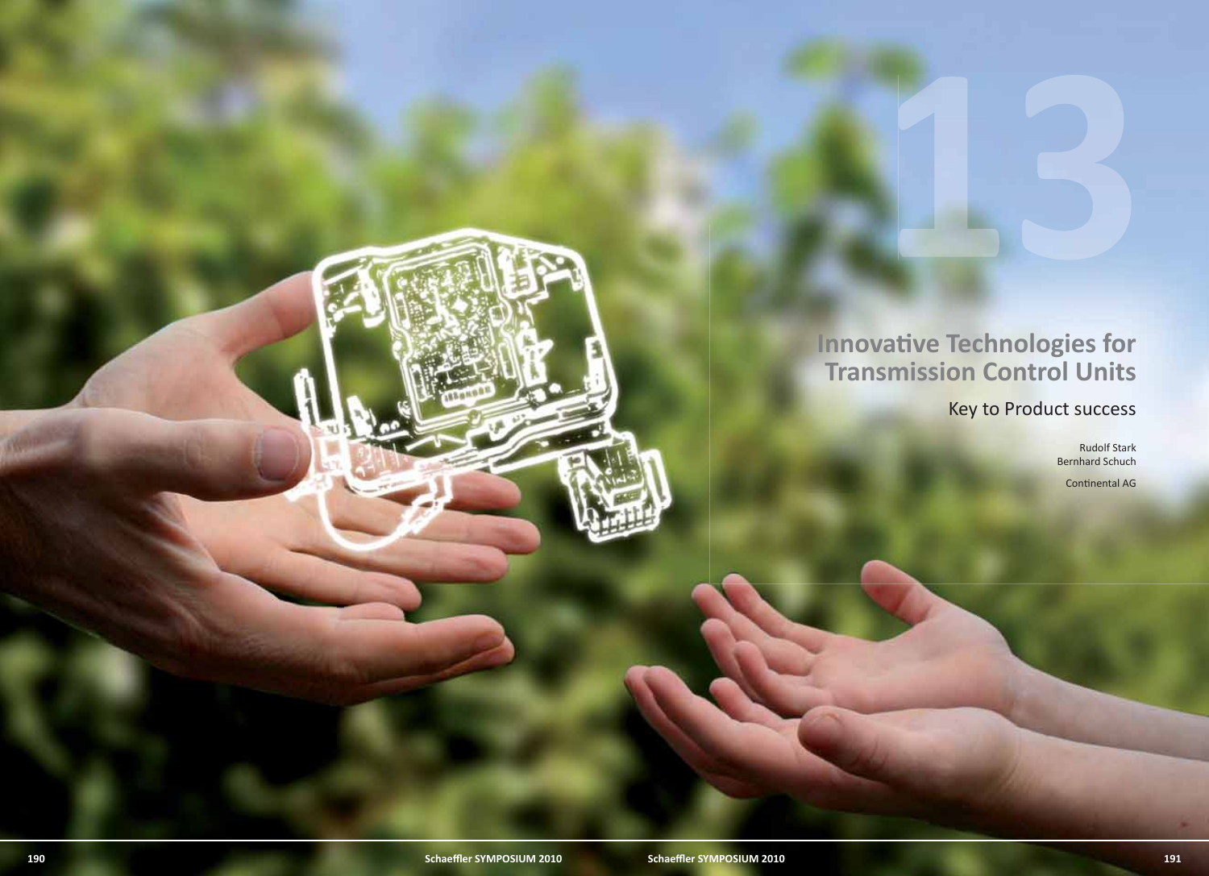# 13

# Innovative Technologies for Transmission Control Units

## Key to Product success

Rudolf Stark
Bernhard Schuch

Continental AG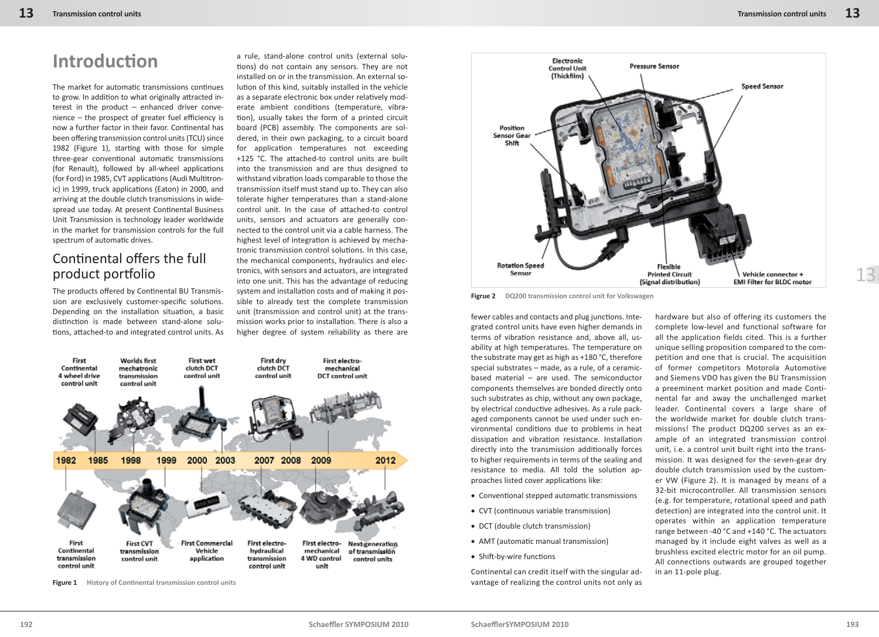# Introduction

The market for automatic transmissions continues to grow. In addition to what originally attracted interest in the product – enhanced driver convenience – the prospect of greater fuel efficiency is now a further factor in their favor. Continental has been offering transmission control units (TCU) since 1982 (Figure 1), starting with those for simple three-gear conventional automatic transmissions (for Renault), followed by all-wheel applications (for Ford) in 1985, CVT applications (Audi Multitronic) in 1999, truck applications (Eaton) in 2000, and arriving at the double clutch transmissions in widespread use today. At present Continental Business Unit Transmission is technology leader worldwide in the market for transmission controls for the full spectrum of automatic drives.

## Continental offers the full product portfolio

The products offered by Continental BU Transmission are exclusively customer-specific solutions. Depending on the installation situation, a basic distinction is made between stand-alone solutions, attached-to and integrated control units. As a rule, stand-alone control units (external solutions) do not contain any sensors. They are not installed on or in the transmission. An external solution of this kind, suitably installed in the vehicle as a separate electronic box under relatively moderate ambient conditions (temperature, vibration), usually takes the form of a printed circuit board (PCB) assembly. The components are soldered, in their own packaging, to a circuit board for application temperatures not exceeding +125 °C. The attached-to control units are built into the transmission and are thus designed to withstand vibration loads comparable to those the transmission itself must stand up to. They can also tolerate higher temperatures than a stand-alone control unit. In the case of attached-to control units, sensors and actuators are generally connected to the control unit via a cable harness. The highest level of integration is achieved by mechatronic transmission control solutions. In this case, the mechanical components, hydraulics and electronics, with sensors and actuators, are integrated into one unit. This has the advantage of reducing system and installation costs and of making it possible to already test the complete transmission unit (transmission and control unit) at the transmission works prior to installation. There is also a higher degree of system reliability as there are fewer cables and contacts and plug junctions. Integrated control units have even higher demands in terms of vibration resistance and, above all, usability at high temperatures. The temperature on the substrate may get as high as +180 °C, therefore special substrates – made, as a rule, of a ceramic-based material – are used. The semiconductor components themselves are bonded directly onto such substrates as chip, without any own package, by electrical conductive adhesives. As a rule packaged components cannot be used under such environmental conditions due to problems in heat dissipation and vibration resistance. Installation directly into the transmission additionally forces to higher requirements in terms of the sealing and resistance to media. All told the solution approaches listed cover applications like:

- Conventional stepped automatic transmissions
- CVT (continuous variable transmission)
- DCT (double clutch transmission)
- AMT (automatic manual transmission)
- Shift-by-wire functions

Continental can credit itself with the singular advantage of realizing the control units not only as hardware but also of offering its customers the complete low-level and functional software for all the application fields cited. This is a further unique selling proposition compared to the competition and one that is crucial. The acquisition of former competitors Motorola Automotive and Siemens VDO has given the BU Transmission a preeminent market position and made Continental far and away the unchallenged market leader. Continental covers a large share of the worldwide market for double clutch transmissions! The product DQ200 serves as an example of an integrated transmission control unit, i.e. a control unit built right into the transmission. It was designed for the seven-gear dry double clutch transmission used by the customer VW (Figure 2). It is managed by means of a 32-bit microcontroller. All transmission sensors (e.g. for temperature, rotational speed and path detection) are integrated into the control unit. It operates within an application temperature range between -40 °C and +140 °C. The actuators managed by it include eight valves as well as a brushless excited electric motor for an oil pump. All connections outwards are grouped together in an 11-pole plug.

Figure 1 History of Continental transmission control units

Figrue 2 DQ200 transmission control unit for Volkswagen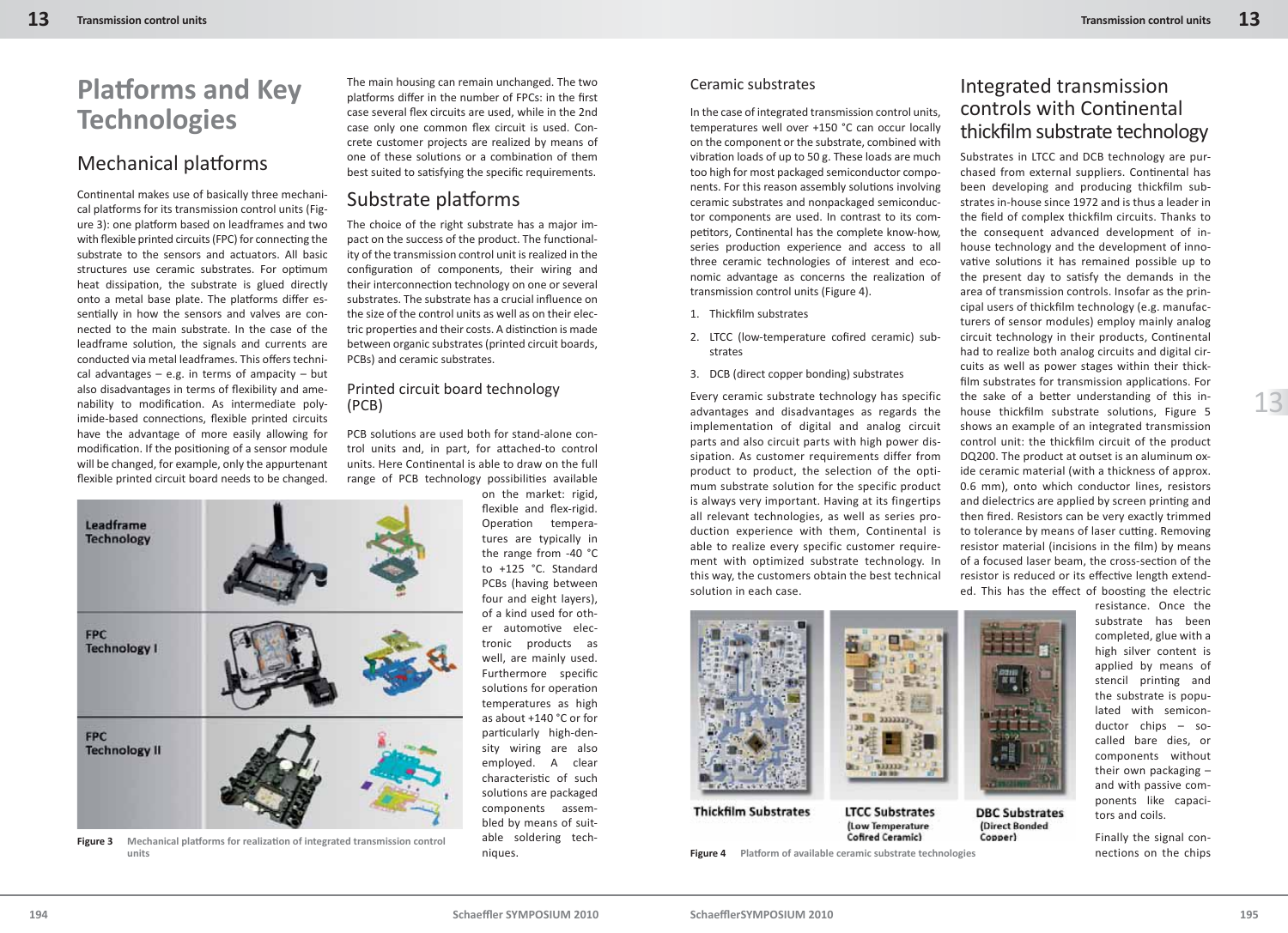# Platforms and Key Technologies

## Mechanical platforms

Continental makes use of basically three mechanical platforms for its transmission control units (Figure 3): one platform based on leadframes and two with flexible printed circuits (FPC) for connecting the substrate to the sensors and actuators. All basic structures use ceramic substrates. For optimum heat dissipation, the substrate is glued directly onto a metal base plate. The platforms differ essentially in how the sensors and valves are connected to the main substrate. In the case of the leadframe solution, the signals and currents are conducted via metal leadframes. This offers technical advantages – e.g. in terms of ampacity – but also disadvantages in terms of flexibility and amenability to modification. As intermediate polyimide-based connections, flexible printed circuits have the advantage of more easily allowing for modification. If the positioning of a sensor module will be changed, for example, only the appurtenant flexible printed circuit board needs to be changed.

The main housing can remain unchanged. The two platforms differ in the number of FPCs: in the first case several flex circuits are used, while in the 2nd case only one common flex circuit is used. Concrete customer projects are realized by means of one of these solutions or a combination of them best suited to satisfying the specific requirements.

Leadframe Technology

FPC Technology I

FPC Technology II

**Figure 3** Mechanical platforms for realization of integrated transmission control units

## Substrate platforms

The choice of the right substrate has a major impact on the success of the product. The functionality of the transmission control unit is realized in the configuration of components, their wiring and their interconnection technology on one or several substrates. The substrate has a crucial influence on the size of the control units as well as on their electric properties and their costs. A distinction is made between organic substrates (printed circuit boards, PCBs) and ceramic substrates.

### Printed circuit board technology (PCB)

PCB solutions are used both for stand-alone control units and, in part, for attached-to control units. Here Continental is able to draw on the full range of PCB technology possibilities available on the market: rigid, flexible and flex-rigid. Operation temperatures are typically in the range from -40 °C to +125 °C. Standard PCBs (having between four and eight layers), of a kind used for other automotive electronic products as well, are mainly used. Furthermore specific solutions for operation temperatures as high as about +140 °C or for particularly high-density wiring are also employed. A clear characteristic of such solutions are packaged components assembled by means of suitable soldering techniques.

### Ceramic substrates

In the case of integrated transmission control units, temperatures well over +150 °C can occur locally on the component or the substrate, combined with vibration loads of up to 50 g. These loads are much too high for most packaged semiconductor components. For this reason assembly solutions involving ceramic substrates and nonpackaged semiconductor components are used. In contrast to its competitors, Continental has the complete know-how, series production experience and access to all three ceramic technologies of interest and economic advantage as concerns the realization of transmission control units (Figure 4).

1. Thickfilm substrates
2. LTCC (low-temperature cofired ceramic) substrates
3. DCB (direct copper bonding) substrates

Every ceramic substrate technology has specific advantages and disadvantages as regards the implementation of digital and analog circuit parts and also circuit parts with high power dissipation. As customer requirements differ from product to product, the selection of the optimum substrate solution for the specific product is always very important. Having at its fingertips all relevant technologies, as well as series production experience with them, Continental is able to realize every specific customer requirement with optimized substrate technology. In this way, the customers obtain the best technical solution in each case.

Thickfilm Substrates

LTCC Substrates (Low Temperature Cofired Ceramic)

DBC Substrates (Direct Bonded Copper)

**Figure 4** Platform of available ceramic substrate technologies

## Integrated transmission controls with Continental thickfilm substrate technology

Substrates in LTCC and DCB technology are purchased from external suppliers. Continental has been developing and producing thickfilm substrates in-house since 1972 and is thus a leader in the field of complex thickfilm circuits. Thanks to the consequent advanced development of in-house technology and the development of innovative solutions it has remained possible up to the present day to satisfy the demands in the area of transmission controls. Insofar as the principal users of thickfilm technology (e.g. manufacturers of sensor modules) employ mainly analog circuit technology in their products, Continental had to realize both analog circuits and digital circuits as well as power stages within their thickfilm substrates for transmission applications. For the sake of a better understanding of this in-house thickfilm substrate solutions, Figure 5 shows an example of an integrated transmission control unit: the thickfilm circuit of the product DQ200. The product at outset is an aluminum oxide ceramic material (with a thickness of approx. 0.6 mm), onto which conductor lines, resistors and dielectrics are applied by screen printing and then fired. Resistors can be very exactly trimmed to tolerance by means of laser cutting. Removing resistor material (incisions in the film) by means of a focused laser beam, the cross-section of the resistor is reduced or its effective length extended. This has the effect of boosting the electric resistance. Once the substrate has been completed, glue with a high silver content is applied by means of stencil printing and the substrate is populated with semiconductor chips – so-called bare dies, or components without their own packaging – and with passive components like capacitors and coils.

Finally the signal connections on the chips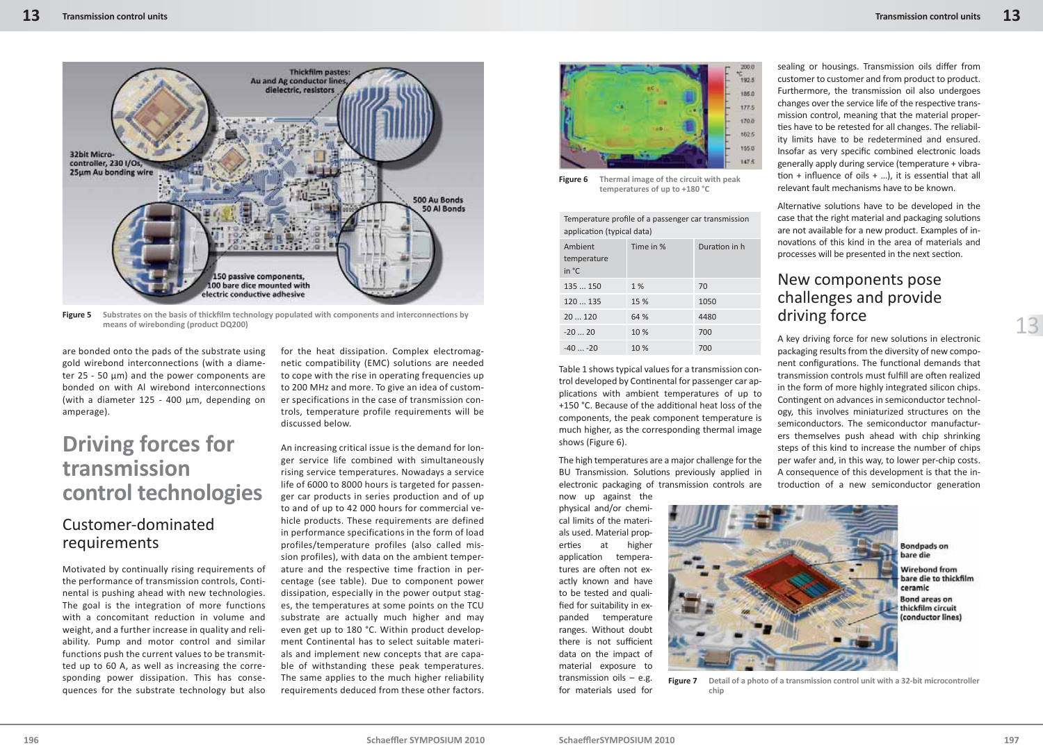Figure 5 Substrates on the basis of thickfilm technology populated with components and interconnections by means of wirebonding (product DQ200)

are bonded onto the pads of the substrate using gold wirebond interconnections (with a diameter 25 - 50 µm) and the power components are bonded on with Al wirebond interconnections (with a diameter 125 - 400 µm, depending on amperage).

# Driving forces for transmission control technologies

## Customer-dominated requirements

Motivated by continually rising requirements of the performance of transmission controls, Continental is pushing ahead with new technologies. The goal is the integration of more functions with a concomitant reduction in volume and weight, and a further increase in quality and reliability. Pump and motor control and similar functions push the current values to be transmitted up to 60 A, as well as increasing the corresponding power dissipation. This has consequences for the substrate technology but also for the heat dissipation. Complex electromagnetic compatibility (EMC) solutions are needed to cope with the rise in operating frequencies up to 200 MHz and more. To give an idea of customer specifications in the case of transmission controls, temperature profile requirements will be discussed below.

An increasing critical issue is the demand for longer service life combined with simultaneously rising service temperatures. Nowadays a service life of 6000 to 8000 hours is targeted for passenger car products in series production and of up to and of up to 42 000 hours for commercial vehicle products. These requirements are defined in performance specifications in the form of load profiles/temperature profiles (also called mission profiles), with data on the ambient temperature and the respective time fraction in percentage (see table). Due to component power dissipation, especially in the power output stages, the temperatures at some points on the TCU substrate are actually much higher and may even get up to 180 °C. Within product development Continental has to select suitable materials and implement new concepts that are capable of withstanding these peak temperatures. The same applies to the much higher reliability requirements deduced from these other factors.

Figure 6 Thermal image of the circuit with peak temperatures of up to +180 °C

| Temperature profile of a passenger car transmission application (typical data) | | |
|---|---|---|
| Ambient temperature in °C | Time in % | Duration in h |
| 135 ... 150 | 1 % | 70 |
| 120 ... 135 | 15 % | 1050 |
| 20 ... 120 | 64 % | 4480 |
| -20 ... 20 | 10 % | 700 |
| -40 ... -20 | 10 % | 700 |

Table 1 shows typical values for a transmission control developed by Continental for passenger car applications with ambient temperatures of up to +150 °C. Because of the additional heat loss of the components, the peak component temperature is much higher, as the corresponding thermal image shows (Figure 6).

The high temperatures are a major challenge for the BU Transmission. Solutions previously applied in electronic packaging of transmission controls are now up against the physical and/or chemical limits of the materials used. Material properties at higher application temperatures are often not exactly known and have to be tested and qualified for suitability in expanded temperature ranges. Without doubt there is not sufficient data on the impact of material exposure to transmission oils – e.g. for materials used for sealing or housings. Transmission oils differ from customer to customer and from product to product. Furthermore, the transmission oil also undergoes changes over the service life of the respective transmission control, meaning that the material properties have to be retested for all changes. The reliability limits have to be redetermined and ensured. Insofar as very specific combined electronic loads generally apply during service (temperature + vibration + influence of oils + ...), it is essential that all relevant fault mechanisms have to be known.

Figure 7 Detail of a photo of a transmission control unit with a 32-bit microcontroller chip

Alternative solutions have to be developed in the case that the right material and packaging solutions are not available for a new product. Examples of innovations of this kind in the area of materials and processes will be presented in the next section.

## New components pose challenges and provide driving force

A key driving force for new solutions in electronic packaging results from the diversity of new component configurations. The functional demands that transmission controls must fulfill are often realized in the form of more highly integrated silicon chips. Contingent on advances in semiconductor technology, this involves miniaturized structures on the semiconductors. The semiconductor manufacturers themselves push ahead with chip shrinking steps of this kind to increase the number of chips per wafer and, in this way, to lower per-chip costs. A consequence of this development is that the introduction of a new semiconductor generation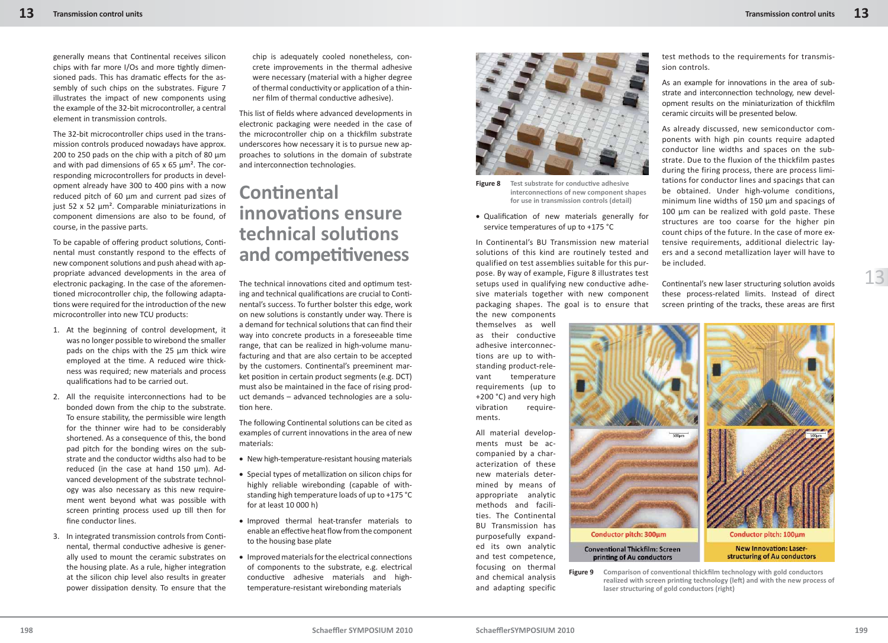generally means that Continental receives silicon chips with far more I/Os and more tightly dimensioned pads. This has dramatic effects for the assembly of such chips on the substrates. Figure 7 illustrates the impact of new components using the example of the 32-bit microcontroller, a central element in transmission controls.

The 32-bit microcontroller chips used in the transmission controls produced nowadays have approx. 200 to 250 pads on the chip with a pitch of 80 µm and with pad dimensions of 65 x 65 µm². The corresponding microcontrollers for products in development already have 300 to 400 pins with a now reduced pitch of 60 µm and current pad sizes of just 52 x 52 µm². Comparable miniaturizations in component dimensions are also to be found, of course, in the passive parts.

To be capable of offering product solutions, Continental must constantly respond to the effects of new component solutions and push ahead with appropriate advanced developments in the area of electronic packaging. In the case of the aforementioned microcontroller chip, the following adaptations were required for the introduction of the new microcontroller into new TCU products:

1. At the beginning of control development, it was no longer possible to wirebond the smaller pads on the chips with the 25 µm thick wire employed at the time. A reduced wire thickness was required; new materials and process qualifications had to be carried out.
2. All the requisite interconnections had to be bonded down from the chip to the substrate. To ensure stability, the permissible wire length for the thinner wire had to be considerably shortened. As a consequence of this, the bond pad pitch for the bonding wires on the substrate and the conductor widths also had to be reduced (in the case at hand 150 µm). Advanced development of the substrate technology was also necessary as this new requirement went beyond what was possible with screen printing process used up till then for fine conductor lines.
3. In integrated transmission controls from Continental, thermal conductive adhesive is generally used to mount the ceramic substrates on the housing plate. As a rule, higher integration at the silicon chip level also results in greater power dissipation density. To ensure that the chip is adequately cooled nonetheless, concrete improvements in the thermal adhesive were necessary (material with a higher degree of thermal conductivity or application of a thinner film of thermal conductive adhesive).

This list of fields where advanced developments in electronic packaging were needed in the case of the microcontroller chip on a thickfilm substrate underscores how necessary it is to pursue new approaches to solutions in the domain of substrate and interconnection technologies.

## Continental innovations ensure technical solutions and competitiveness

The technical innovations cited and optimum testing and technical qualifications are crucial to Continental's success. To further bolster this edge, work on new solutions is constantly under way. There is a demand for technical solutions that can find their way into concrete products in a foreseeable time range, that can be realized in high-volume manufacturing and that are also certain to be accepted by the customers. Continental's preeminent market position in certain product segments (e.g. DCT) must also be maintained in the face of rising product demands – advanced technologies are a solution here.

The following Continental solutions can be cited as examples of current innovations in the area of new materials:

- New high-temperature-resistant housing materials
- Special types of metallization on silicon chips for highly reliable wirebonding (capable of withstanding high temperature loads of up to +175 °C for at least 10 000 h)
- Improved thermal heat-transfer materials to enable an effective heat flow from the component to the housing base plate
- Improved materials for the electrical connections of components to the substrate, e.g. electrical conductive adhesive materials and high-temperature-resistant wirebonding materials

**Figure 8** Test substrate for conductive adhesive interconnections of new component shapes for use in transmission controls (detail)

- Qualification of new materials generally for service temperatures of up to +175 °C

In Continental's BU Transmission new material solutions of this kind are routinely tested and qualified on test assemblies suitable for this purpose. By way of example, Figure 8 illustrates test setups used in qualifying new conductive adhesive materials together with new component packaging shapes. The goal is to ensure that the new components themselves as well as their conductive adhesive interconnections are up to withstanding product-relevant temperature requirements (up to +200 °C) and very high vibration requirements.

All material developments must be accompanied by a characterization of these new materials determined by means of appropriate analytic methods and facilities. The Continental BU Transmission has purposefully expanded its own analytic and test competence, focusing on thermal and chemical analysis and adapting specific test methods to the requirements for transmission controls.

As an example for innovations in the area of substrate and interconnection technology, new development results on the miniaturization of thickfilm ceramic circuits will be presented below.

As already discussed, new semiconductor components with high pin counts require adapted conductor line widths and spaces on the substrate. Due to the fluxion of the thickfilm pastes during the firing process, there are process limitations for conductor lines and spacings that can be obtained. Under high-volume conditions, minimum line widths of 150 µm and spacings of 100 µm can be realized with gold paste. These structures are too coarse for the higher pin count chips of the future. In the case of more extensive requirements, additional dielectric layers and a second metallization layer will have to be included.

Continental's new laser structuring solution avoids these process-related limits. Instead of direct screen printing of the tracks, these areas are first

**Figure 9** Comparison of conventional thickfilm technology with gold conductors realized with screen printing technology (left) and with the new process of laser structuring of gold conductors (right)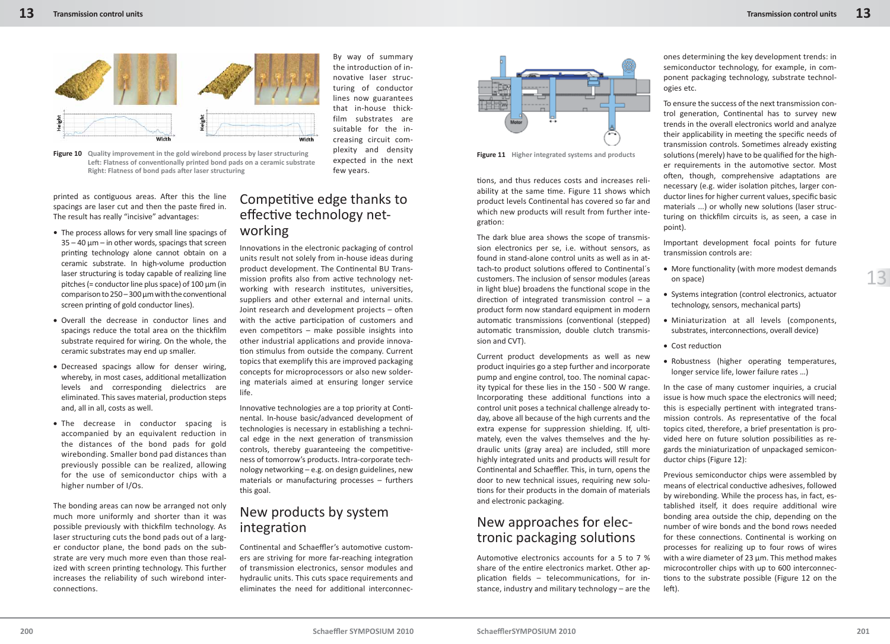Figure 10 Quality improvement in the gold wirebond process by laser structuring
Left: Flatness of conventionally printed bond pads on a ceramic substrate
Right: Flatness of bond pads after laser structuring

By way of summary the introduction of innovative laser structuring of conductor lines now guarantees that in-house thickfilm substrates are suitable for the increasing circuit complexity and density expected in the next few years.

printed as contiguous areas. After this the line spacings are laser cut and then the paste fired in. The result has really "incisive" advantages:

- The process allows for very small line spacings of 35 – 40 µm – in other words, spacings that screen printing technology alone cannot obtain on a ceramic substrate. In high-volume production laser structuring is today capable of realizing line pitches (= conductor line plus space) of 100 µm (in comparison to 250 – 300 µm with the conventional screen printing of gold conductor lines).
- Overall the decrease in conductor lines and spacings reduce the total area on the thickfilm substrate required for wiring. On the whole, the ceramic substrates may end up smaller.
- Decreased spacings allow for denser wiring, whereby, in most cases, additional metallization levels and corresponding dielectrics are eliminated. This saves material, production steps and, all in all, costs as well.
- The decrease in conductor spacing is accompanied by an equivalent reduction in the distances of the bond pads for gold wirebonding. Smaller bond pad distances than previously possible can be realized, allowing for the use of semiconductor chips with a higher number of I/Os.

The bonding areas can now be arranged not only much more uniformly and shorter than it was possible previously with thickfilm technology. As laser structuring cuts the bond pads out of a larger conductor plane, the bond pads on the substrate are very much more even than those realized with screen printing technology. This further increases the reliability of such wirebond interconnections.

## Competitive edge thanks to effective technology networking

Innovations in the electronic packaging of control units result not solely from in-house ideas during product development. The Continental BU Transmission profits also from active technology networking with research institutes, universities, suppliers and other external and internal units. Joint research and development projects – often with the active participation of customers and even competitors – make possible insights into other industrial applications and provide innovation stimulus from outside the company. Current topics that exemplify this are improved packaging concepts for microprocessors or also new soldering materials aimed at ensuring longer service life.

Innovative technologies are a top priority at Continental. In-house basic/advanced development of technologies is necessary in establishing a technical edge in the next generation of transmission controls, thereby guaranteeing the competitiveness of tomorrow's products. Intra-corporate technology networking – e.g. on design guidelines, new materials or manufacturing processes – furthers this goal.

## New products by system integration

Continental and Schaeffler's automotive customers are striving for more far-reaching integration of transmission electronics, sensor modules and hydraulic units. This cuts space requirements and eliminates the need for additional interconnections, and thus reduces costs and increases reliability at the same time. Figure 11 shows which product levels Continental has covered so far and which new products will result from further integration:

Figure 11 Higher integrated systems and products

The dark blue area shows the scope of transmission electronics per se, i.e. without sensors, as found in stand-alone control units as well as in attach-to product solutions offered to Continental's customers. The inclusion of sensor modules (areas in light blue) broadens the functional scope in the direction of integrated transmission control – a product form now standard equipment in modern automatic transmissions (conventional (stepped) automatic transmission, double clutch transmission and CVT).

Current product developments as well as new product inquiries go a step further and incorporate pump and engine control, too. The nominal capacity typical for these lies in the 150 - 500 W range. Incorporating these additional functions into a control unit poses a technical challenge already today, above all because of the high currents and the extra expense for suppression shielding. If, ultimately, even the valves themselves and the hydraulic units (gray area) are included, still more highly integrated units and products will result for Continental and Schaeffler. This, in turn, opens the door to new technical issues, requiring new solutions for their products in the domain of materials and electronic packaging.

## New approaches for electronic packaging solutions

Automotive electronics accounts for a 5 to 7 % share of the entire electronics market. Other application fields – telecommunications, for instance, industry and military technology – are the ones determining the key development trends: in semiconductor technology, for example, in component packaging technology, substrate technologies etc.

To ensure the success of the next transmission control generation, Continental has to survey new trends in the overall electronics world and analyze their applicability in meeting the specific needs of transmission controls. Sometimes already existing solutions (merely) have to be qualified for the higher requirements in the automotive sector. Most often, though, comprehensive adaptations are necessary (e.g. wider isolation pitches, larger conductor lines for higher current values, specific basic materials ...) or wholly new solutions (laser structuring on thickfilm circuits is, as seen, a case in point).

Important development focal points for future transmission controls are:

- More functionality (with more modest demands on space)
- Systems integration (control electronics, actuator technology, sensors, mechanical parts)
- Miniaturization at all levels (components, substrates, interconnections, overall device)
- Cost reduction
- Robustness (higher operating temperatures, longer service life, lower failure rates ...)

In the case of many customer inquiries, a crucial issue is how much space the electronics will need; this is especially pertinent with integrated transmission controls. As representative of the focal topics cited, therefore, a brief presentation is provided here on future solution possibilities as regards the miniaturization of unpackaged semiconductor chips (Figure 12):

Previous semiconductor chips were assembled by means of electrical conductive adhesives, followed by wirebonding. While the process has, in fact, established itself, it does require additional wire bonding area outside the chip, depending on the number of wire bonds and the bond rows needed for these connections. Continental is working on processes for realizing up to four rows of wires with a wire diameter of 23 µm. This method makes microcontroller chips with up to 600 interconnections to the substrate possible (Figure 12 on the left).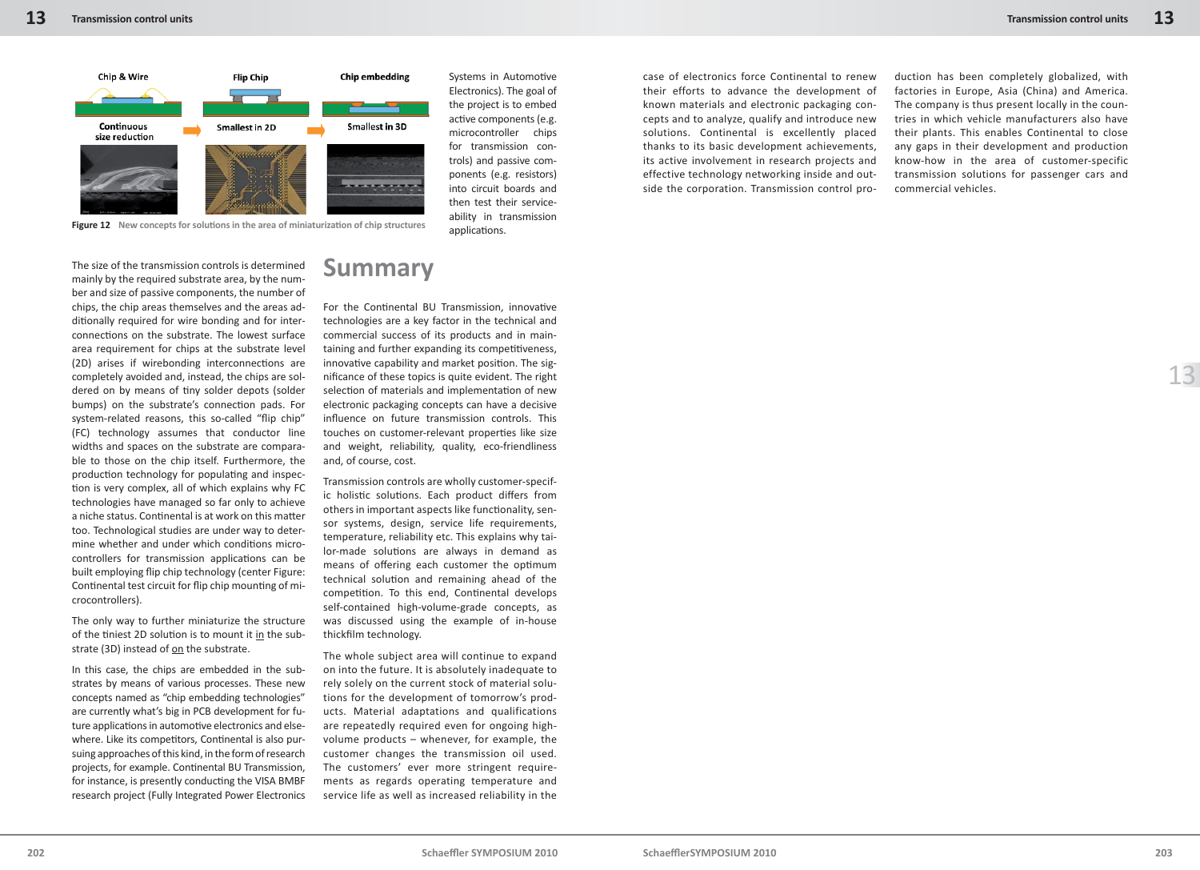Chip & Wire

Flip Chip

Chip embedding

Continuous size reduction

Smallest in 2D

Smallest in 3D

**Figure 12** New concepts for solutions in the area of miniaturization of chip structures

The size of the transmission controls is determined mainly by the required substrate area, by the number and size of passive components, the number of chips, the chip areas themselves and the areas additionally required for wire bonding and for interconnections on the substrate. The lowest surface area requirement for chips at the substrate level (2D) arises if wirebonding interconnections are completely avoided and, instead, the chips are soldered on by means of tiny solder depots (solder bumps) on the substrate's connection pads. For system-related reasons, this so-called "flip chip" (FC) technology assumes that conductor line widths and spaces on the substrate are comparable to those on the chip itself. Furthermore, the production technology for populating and inspection is very complex, all of which explains why FC technologies have managed so far only to achieve a niche status. Continental is at work on this matter too. Technological studies are under way to determine whether and under which conditions microcontrollers for transmission applications can be built employing flip chip technology (center Figure: Continental test circuit for flip chip mounting of microcontrollers).

The only way to further miniaturize the structure of the tiniest 2D solution is to mount it in the substrate (3D) instead of on the substrate.

In this case, the chips are embedded in the substrates by means of various processes. These new concepts named as "chip embedding technologies" are currently what's big in PCB development for future applications in automotive electronics and elsewhere. Like its competitors, Continental is also pursuing approaches of this kind, in the form of research projects, for example. Continental BU Transmission, for instance, is presently conducting the VISA BMBF research project (Fully Integrated Power Electronics Systems in Automotive Electronics). The goal of the project is to embed active components (e.g. microcontroller chips for transmission controls) and passive components (e.g. resistors) into circuit boards and then test their serviceability in transmission applications.

## Summary

For the Continental BU Transmission, innovative technologies are a key factor in the technical and commercial success of its products and in maintaining and further expanding its competitiveness, innovative capability and market position. The significance of these topics is quite evident. The right selection of materials and implementation of new electronic packaging concepts can have a decisive influence on future transmission controls. This touches on customer-relevant properties like size and weight, reliability, quality, eco-friendliness and, of course, cost.

Transmission controls are wholly customer-specific holistic solutions. Each product differs from others in important aspects like functionality, sensor systems, design, service life requirements, temperature, reliability etc. This explains why tailor-made solutions are always in demand as means of offering each customer the optimum technical solution and remaining ahead of the competition. To this end, Continental develops self-contained high-volume-grade concepts, as was discussed using the example of in-house thickfilm technology.

The whole subject area will continue to expand on into the future. It is absolutely inadequate to rely solely on the current stock of material solutions for the development of tomorrow's products. Material adaptations and qualifications are repeatedly required even for ongoing high-volume products – whenever, for example, the customer changes the transmission oil used. The customers' ever more stringent requirements as regards operating temperature and service life as well as increased reliability in the case of electronics force Continental to renew their efforts to advance the development of known materials and electronic packaging concepts and to analyze, qualify and introduce new solutions. Continental is excellently placed thanks to its basic development achievements, its active involvement in research projects and effective technology networking inside and outside the corporation. Transmission control production has been completely globalized, with factories in Europe, Asia (China) and America. The company is thus present locally in the countries in which vehicle manufacturers also have their plants. This enables Continental to close any gaps in their development and production know-how in the area of customer-specific transmission solutions for passenger cars and commercial vehicles.